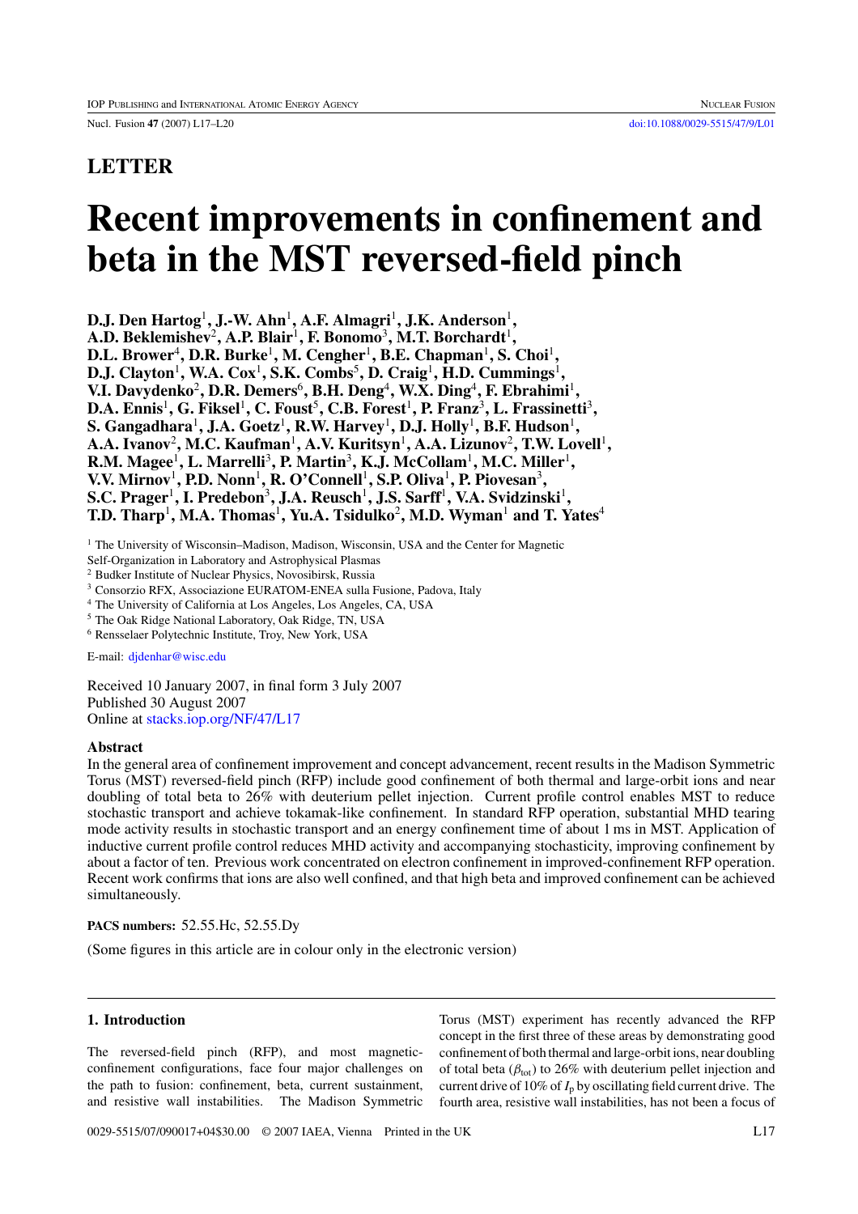## LETTER

# Recent improvements in confinement and beta in the MST reversed-field pinch

**D.J. Den Hartog[1], J.-W. Ahn[1], A.F. Almagri[1], J.K. Anderson[1], A.D. Beklemishev[2], A.P. Blair[1], F. Bonomo[3], M.T. Borchardt[1], D.L. Brower[4], D.R. Burke[1], M. Cengher[1], B.E. Chapman[1], S. Choi[1], D.J. Clayton[1], W.A. Cox[1], S.K. Combs[5], D. Craig[1], H.D. Cummings[1], V.I. Davydenko[2], D.R. Demers[6], B.H. Deng[4], W.X. Ding[4], F. Ebrahimi[1], D.A. Ennis[1], G. Fiksel[1], C. Foust[5], C.B. Forest[1], P. Franz[3], L. Frassinetti[3], S. Gangadhara[1], J.A. Goetz[1], R.W. Harvey[1], D.J. Holly[1], B.F. Hudson[1], A.A. Ivanov[2], M.C. Kaufman[1], A.V. Kuritsyn[1], A.A. Lizunov[2], T.W. Lovell[1], R.M. Magee[1], L. Marrelli[3], P. Martin[3], K.J. McCollam[1], M.C. Miller[1], V.V. Mirnov[1], P.D. Nonn[1], R. O'Connell[1], S.P. Oliva[1], P. Piovesan[3], S.C. Prager[1], I. Predebon[3], J.A. Reusch[1], J.S. Sarff[1], V.A. Svidzinski[1], T.D. Tharp[1], M.A. Thomas[1], Yu.A. Tsidulko[2], M.D. Wyman[1] and T. Yates[4]**

[1] The University of Wisconsin–Madison, Madison, Wisconsin, USA and the Center for Magnetic Self-Organization in Laboratory and Astrophysical Plasmas
[2] Budker Institute of Nuclear Physics, Novosibirsk, Russia
[3] Consorzio RFX, Associazione EURATOM-ENEA sulla Fusione, Padova, Italy
[4] The University of California at Los Angeles, Los Angeles, CA, USA
[5] The Oak Ridge National Laboratory, Oak Ridge, TN, USA
[6] Rensselaer Polytechnic Institute, Troy, New York, USA

E-mail: djdenhar@wisc.edu

Received 10 January 2007, in final form 3 July 2007
Published 30 August 2007
Online at stacks.iop.org/NF/47/L17

### Abstract

In the general area of confinement improvement and concept advancement, recent results in the Madison Symmetric Torus (MST) reversed-field pinch (RFP) include good confinement of both thermal and large-orbit ions and near doubling of total beta to 26% with deuterium pellet injection. Current profile control enables MST to reduce stochastic transport and achieve tokamak-like confinement. In standard RFP operation, substantial MHD tearing mode activity results in stochastic transport and an energy confinement time of about 1 ms in MST. Application of inductive current profile control reduces MHD activity and accompanying stochasticity, improving confinement by about a factor of ten. Previous work concentrated on electron confinement in improved-confinement RFP operation. Recent work confirms that ions are also well confined, and that high beta and improved confinement can be achieved simultaneously.

**PACS numbers:** 52.55.Hc, 52.55.Dy

(Some figures in this article are in colour only in the electronic version)

## 1. Introduction

The reversed-field pinch (RFP), and most magnetic-confinement configurations, face four major challenges on the path to fusion: confinement, beta, current sustainment, and resistive wall instabilities. The Madison Symmetric Torus (MST) experiment has recently advanced the RFP concept in the first three of these areas by demonstrating good confinement of both thermal and large-orbit ions, near doubling of total beta ($\beta_{tot}$) to 26% with deuterium pellet injection and current drive of 10% of $I_p$ by oscillating field current drive. The fourth area, resistive wall instabilities, has not been a focus of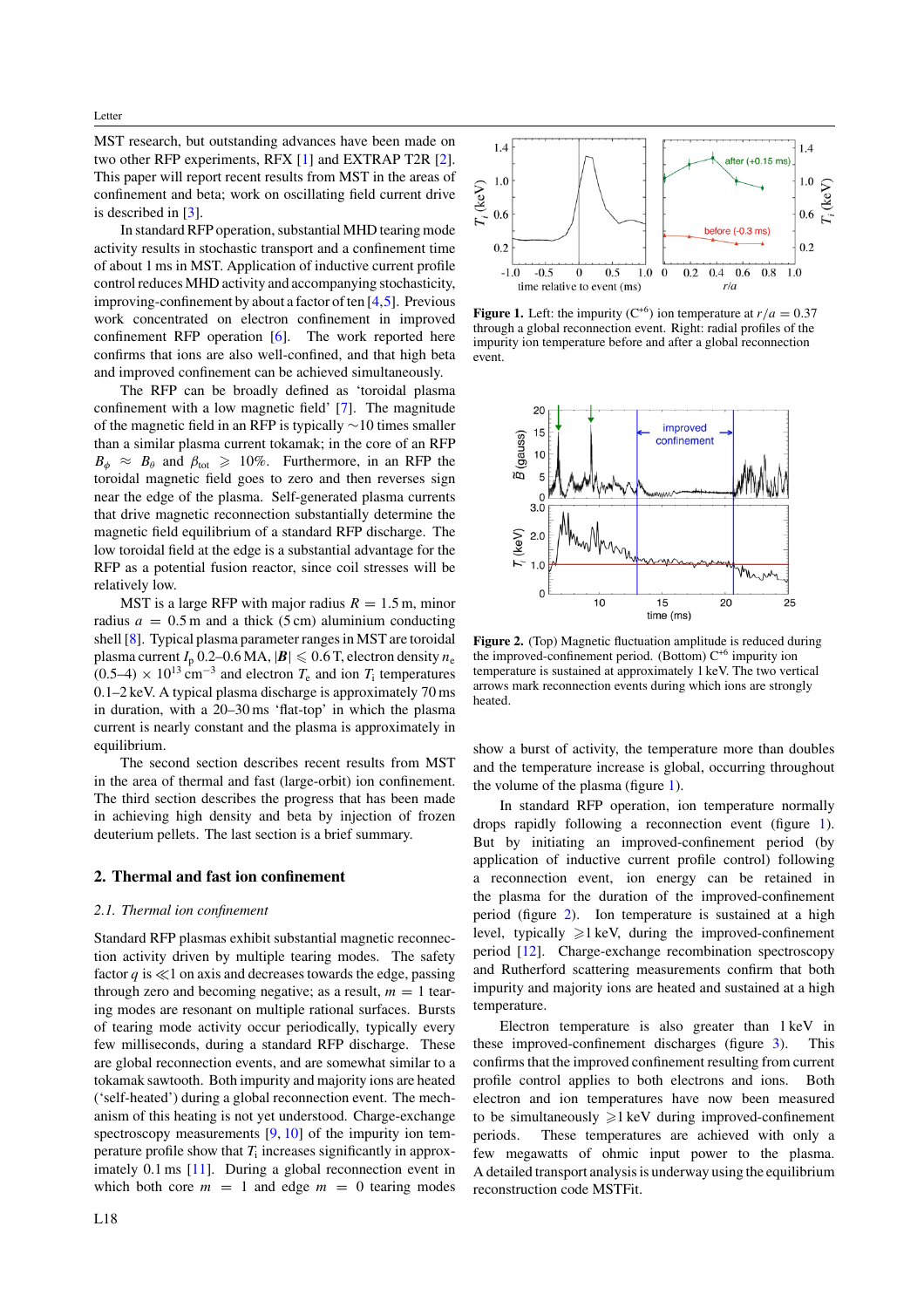MST research, but outstanding advances have been made on two other RFP experiments, RFX [1] and EXTRAP T2R [2]. This paper will report recent results from MST in the areas of confinement and beta; work on oscillating field current drive is described in [3].

In standard RFP operation, substantial MHD tearing mode activity results in stochastic transport and a confinement time of about 1 ms in MST. Application of inductive current profile control reduces MHD activity and accompanying stochasticity, improving-confinement by about a factor of ten [4,5]. Previous work concentrated on electron confinement in improved confinement RFP operation [6]. The work reported here confirms that ions are also well-confined, and that high beta and improved confinement can be achieved simultaneously.

The RFP can be broadly defined as 'toroidal plasma confinement with a low magnetic field' [7]. The magnitude of the magnetic field in an RFP is typically ~10 times smaller than a similar plasma current tokamak; in the RFP $B_\phi \approx B_\theta$ and $\beta_{\text{tot}} \geqslant 10\%$. Furthermore, in an RFP the toroidal magnetic field goes to zero and then reverses sign near the edge of the plasma. Self-generated plasma currents that drive magnetic reconnection substantially determine the magnetic field equilibrium of a standard RFP discharge. The low toroidal field at the edge is a substantial advantage for the RFP as a potential fusion reactor, since coil stresses will be relatively low.

MST is a large RFP with major radius $R = 1.5$ m, minor radius $a = 0.5$ m and a thick (5 cm) aluminium conducting shell [8]. Typical plasma parameter ranges in MST are toroidal plasma current $I_p$ 0.2–0.6 MA, $|\boldsymbol{B}| \leqslant 0.6$ T, electron density $n_e$ $(0.5\text{–}4) \times 10^{13}\,\text{cm}^{-3}$ and electron $T_e$ and ion $T_i$ temperatures 0.1–2 keV. A typical plasma discharge is approximately 70 ms in duration, with a 20–30 ms 'flat-top' in which the plasma current is nearly constant and the plasma is approximately in equilibrium.

The second section describes recent results from MST in the area of thermal and fast (large-orbit) ion confinement. The third section describes the progress that has been made in achieving high density and beta by injection of frozen deuterium pellets. The last section is a brief summary.

## 2. Thermal and fast ion confinement

### 2.1. Thermal ion confinement

Standard RFP plasmas exhibit substantial magnetic reconnection activity driven by multiple tearing modes. The safety factor $q$ is $\ll 1$ on axis and decreases towards the edge, passing through zero and becoming negative; as a result, $m = 1$ tearing modes are resonant on multiple rational surfaces. Bursts of tearing mode activity occur periodically, typically every few milliseconds, during a standard RFP discharge. These are global reconnection events, and are somewhat similar to a tokamak sawtooth. Both impurity and majority ions are heated ('self-heated') during a global reconnection event. The mechanism of this heating is not yet understood. Charge-exchange spectroscopy measurements [9, 10] of the impurity ion temperature profile show that $T_i$ increases significantly in approximately 0.1 ms [11]. During a global reconnection event in which both core $m = 1$ and edge $m = 0$ tearing modes show a burst of activity, the temperature more than doubles and the temperature increase is global, occurring throughout the volume of the plasma (figure 1).

**Figure 1.** Left: the impurity ($C^{+6}$) ion temperature at $r/a = 0.37$ through a global reconnection event. Right: radial profiles of the impurity ion temperature before and after a global reconnection event.

**Figure 2.** (Top) Magnetic fluctuation amplitude is reduced during the improved-confinement period. (Bottom) $C^{+6}$ impurity ion temperature is sustained at approximately 1 keV. The two vertical arrows mark reconnection events during which ions are strongly heated.

In standard RFP operation, ion temperature normally drops rapidly following a reconnection event (figure 1). But by initiating an improved-confinement period (by application of inductive current profile control) following a reconnection event, ion energy can be retained in the plasma for the duration of the improved-confinement period (figure 2). Ion temperature is sustained at a high level, typically $\geqslant 1$ keV, during the improved-confinement period [12]. Charge-exchange recombination spectroscopy and Rutherford scattering measurements confirm that both impurity and majority ions are heated and sustained at a high temperature.

Electron temperature is also greater than 1 keV in these improved-confinement discharges (figure 3). This confirms that the improved confinement resulting from current profile control applies to both electrons and ions. Both electron and ion temperatures have now been measured to be simultaneously $\geqslant 1$ keV during improved-confinement periods. These temperatures are achieved with only a few megawatts of ohmic input power to the plasma. A detailed transport analysis is underway using the equilibrium reconstruction code MSTFit.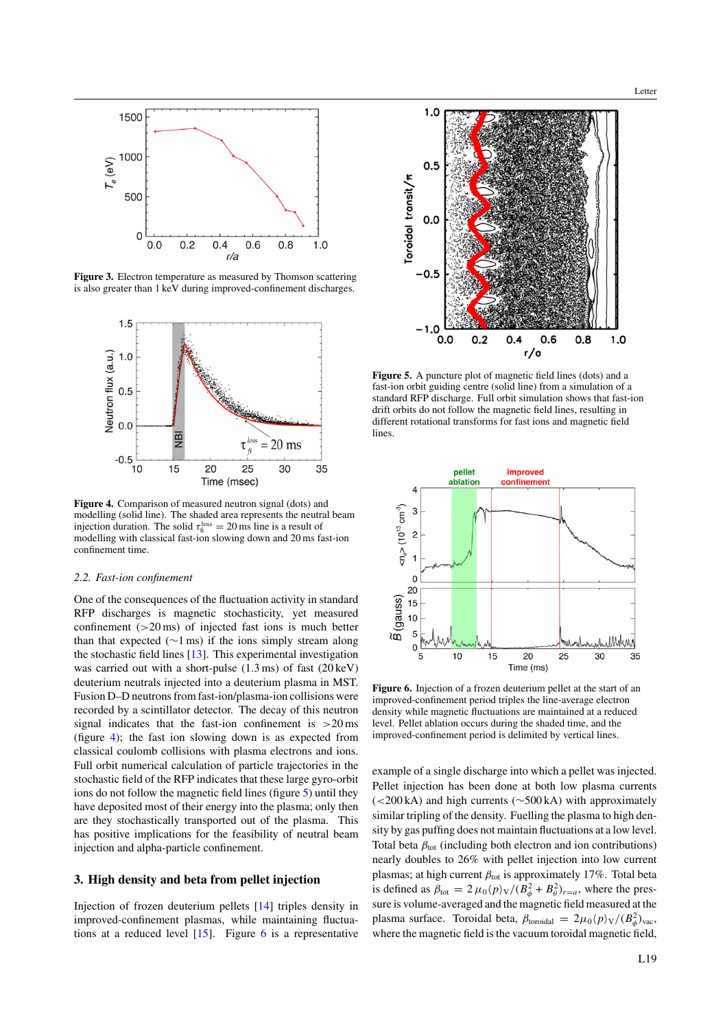Figure 3. Electron temperature as measured by Thomson scattering is also greater than 1 keV during improved-confinement discharges.

Figure 4. Comparison of measured neutron signal (dots) and modelling (solid line). The shaded area represents the neutral beam injection duration. The solid $\tau_{fi}^{loss} = 20$ ms line is a result of modelling with classical fast-ion slowing down and 20 ms fast-ion confinement time.

### 2.2. Fast-ion confinement

One of the consequences of the fluctuation activity in standard RFP discharges is magnetic stochasticity, yet measured confinement (>20 ms) of injected fast ions is much better than that expected (∼1 ms) if the ions simply stream along the stochastic field lines [13]. This experimental investigation was carried out with a short-pulse (1.3 ms) of fast (20 keV) deuterium neutrals injected into a deuterium plasma in MST. Fusion D–D neutrons from fast-ion/plasma-ion collisions were recorded by a scintillator detector. The decay of this neutron signal indicates that the fast-ion confinement is >20 ms (figure 4); the fast ion slowing down is as expected from classical coulomb collisions with plasma electrons and ions. Full orbit numerical calculation of particle trajectories in the stochastic field of the RFP indicates that these large gyro-orbit ions do not follow the magnetic field lines (figure 5) until they have deposited most of their energy into the plasma; only then are they stochastically transported out of the plasma. This has positive implications for the feasibility of neutral beam injection and alpha-particle confinement.

Figure 5. A puncture plot of magnetic field lines (dots) and a fast-ion orbit guiding centre (solid line) from a simulation of a standard RFP discharge. Full orbit simulation shows that fast-ion drift orbits do not follow the magnetic field lines, resulting in different rotational transforms for fast ions and magnetic field lines.

Figure 6. Injection of a frozen deuterium pellet at the start of an improved-confinement period triples the line-average electron density while magnetic fluctuations are maintained at a reduced level. Pellet ablation occurs during the shaded time, and the improved-confinement period is delimited by vertical lines.

## 3. High density and beta from pellet injection

Injection of frozen deuterium pellets [14] triples density in improved-confinement plasmas, while maintaining fluctuations at a reduced level [15]. Figure 6 is a representative example of a single discharge into which a pellet was injected. Pellet injection has been done at both low plasma currents (<200 kA) and high currents (∼500 kA) with approximately similar tripling of the density. Fuelling the plasma to high density by gas puffing does not maintain fluctuations at a low level. Total beta $\beta_{tot}$ (including both electron and ion contributions) nearly doubles to 26% with pellet injection into low current plasmas; at high current $\beta_{tot}$ is approximately 17%. Total beta is defined as $\beta_{tot} = 2\mu_0\langle p\rangle_V/(B_\phi^2 + B_\theta^2)_{r=a}$, where the pressure is volume-averaged and the magnetic field measured at the plasma surface. Toroidal beta, $\beta_{toroidal} = 2\mu_0\langle p\rangle_V/(B_\phi^2)_{vac}$, where the magnetic field is the vacuum toroidal magnetic field,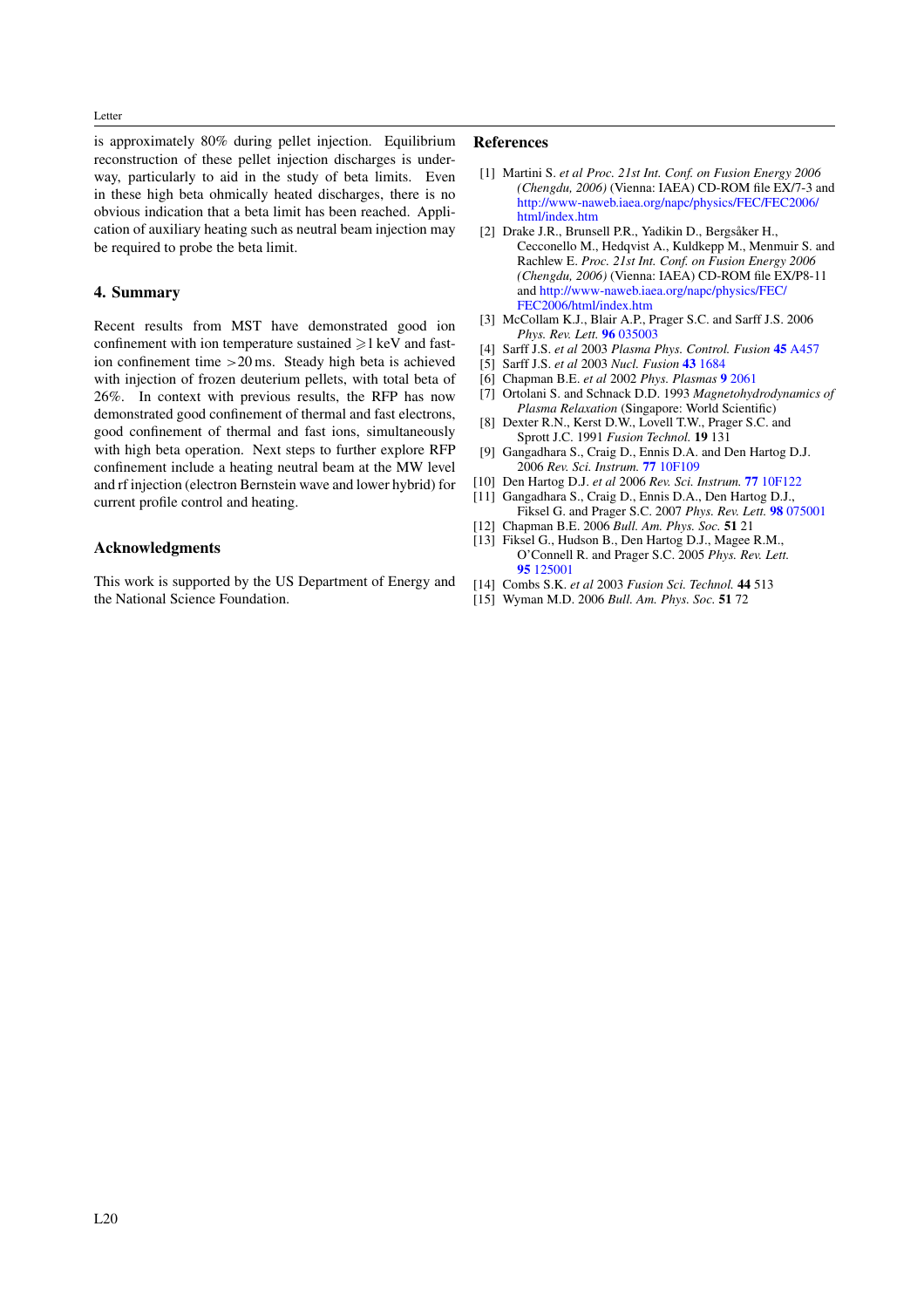is approximately 80% during pellet injection. Equilibrium reconstruction of these pellet injection discharges is underway, particularly to aid in the study of beta limits. Even in these high beta ohmically heated discharges, there is no obvious indication that a beta limit has been reached. Application of auxiliary heating such as neutral beam injection may be required to probe the beta limit.

## 4. Summary

Recent results from MST have demonstrated good ion confinement with ion temperature sustained $\geqslant 1$ keV and fast-ion confinement time $>20$ ms. Steady high beta is achieved with injection of frozen deuterium pellets, with total beta of 26%. In context with previous results, the RFP has now demonstrated good confinement of thermal and fast electrons, good confinement of thermal and fast ions, simultaneously with high beta operation. Next steps to further explore RFP confinement include a heating neutral beam at the MW level and rf injection (electron Bernstein wave and lower hybrid) for current profile control and heating.

## Acknowledgments

This work is supported by the US Department of Energy and the National Science Foundation.

## References

[1] Martini S. *et al Proc. 21st Int. Conf. on Fusion Energy 2006 (Chengdu, 2006)* (Vienna: IAEA) CD-ROM file EX/7-3 and http://www-naweb.iaea.org/napc/physics/FEC/FEC2006/html/index.htm

[2] Drake J.R., Brunsell P.R., Yadikin D., Bergsåker H., Cecconello M., Hedqvist A., Kuldkepp M., Menmuir S. and Rachlew E. *Proc. 21st Int. Conf. on Fusion Energy 2006 (Chengdu, 2006)* (Vienna: IAEA) CD-ROM file EX/P8-11 and http://www-naweb.iaea.org/napc/physics/FEC/FEC2006/html/index.htm

[3] McCollam K.J., Blair A.P., Prager S.C. and Sarff J.S. 2006 *Phys. Rev. Lett.* **96** 035003

[4] Sarff J.S. *et al* 2003 *Plasma Phys. Control. Fusion* **45** A457

[5] Sarff J.S. *et al* 2003 *Nucl. Fusion* **43** 1684

[6] Chapman B.E. *et al* 2002 *Phys. Plasmas* **9** 2061

[7] Ortolani S. and Schnack D.D. 1993 *Magnetohydrodynamics of Plasma Relaxation* (Singapore: World Scientific)

[8] Dexter R.N., Kerst D.W., Lovell T.W., Prager S.C. and Sprott J.C. 1991 *Fusion Technol.* **19** 131

[9] Gangadhara S., Craig D., Ennis D.A. and Den Hartog D.J. 2006 *Rev. Sci. Instrum.* **77** 10F109

[10] Den Hartog D.J. *et al* 2006 *Rev. Sci. Instrum.* **77** 10F122

[11] Gangadhara S., Craig D., Ennis D.A., Den Hartog D.J., Fiksel G. and Prager S.C. 2007 *Phys. Rev. Lett.* **98** 075001

[12] Chapman B.E. 2006 *Bull. Am. Phys. Soc.* **51** 21

[13] Fiksel G., Hudson B., Den Hartog D.J., Magee R.M., O'Connell R. and Prager S.C. 2005 *Phys. Rev. Lett.* **95** 125001

[14] Combs S.K. *et al* 2003 *Fusion Sci. Technol.* **44** 513

[15] Wyman M.D. 2006 *Bull. Am. Phys. Soc.* **51** 72